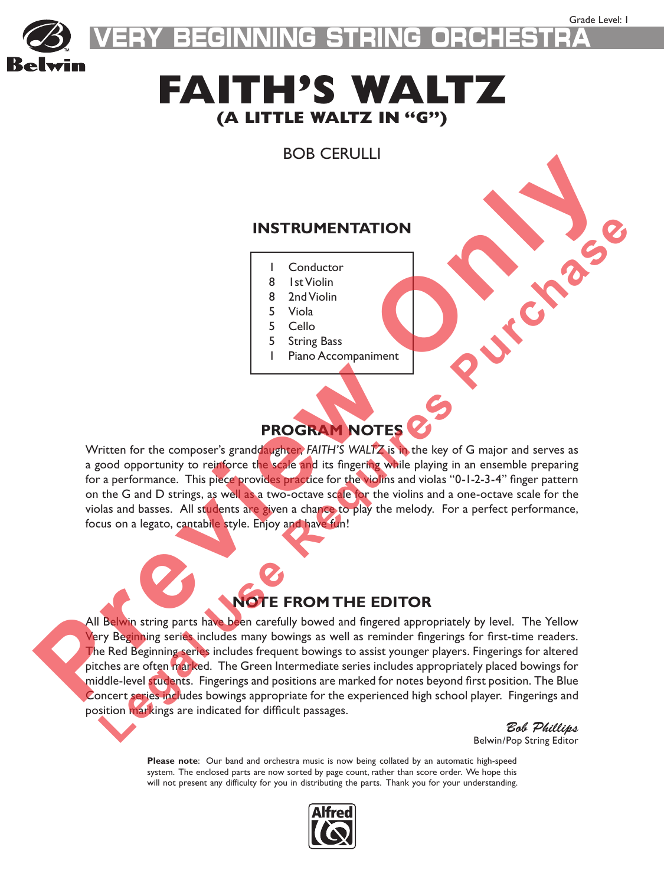Grade Level: 1

VERY BEGINNING STRING ORCHESTRA

# FAITH'S WALTZ

## (A LITTLE WALTZ IN "G")

BOB CERULLI

### INSTRUMENTATION

- 1 Conductor
- 8 1st Violin
- 8 2nd Violin
- 5 Viola
- 5 Cello
- 5 String Bass
- 1 Piano Accompaniment

### PROGRAM NOTES

Written for the composer's granddaughter, *FAITH'S WALTZ* is in the key of G major and serves as a good opportunity to reinforce the scale and its fingering while playing in an ensemble preparing for a performance. This piece provides practice for the violins and violas "0-1-2-3-4" finger pattern on the G and D strings, as well as a two-octave scale for the violins and a one-octave scale for the violas and basses. All students are given a chance to play the melody. For a perfect performance, focus on a legato, cantabile style. Enjoy and have fun!

### NOTE FROM THE EDITOR

All Belwin string parts have been carefully bowed and fingered appropriately by level. The Yellow Very Beginning series includes many bowings as well as reminder fingerings for first-time readers. The Red Beginning series includes frequent bowings to assist younger players. Fingerings for altered pitches are often marked. The Green Intermediate series includes appropriately placed bowings for middle-level students. Fingerings and positions are marked for notes beyond first position. The Blue Concert series includes bowings appropriate for the experienced high school player. Fingerings and position markings are indicated for difficult passages.

*Bob Phillips*
Belwin/Pop String Editor

**Please note**: Our band and orchestra music is now being collated by an automatic high-speed system. The enclosed parts are now sorted by page count, rather than score order. We hope this will not present any difficulty for you in distributing the parts. Thank you for your understanding.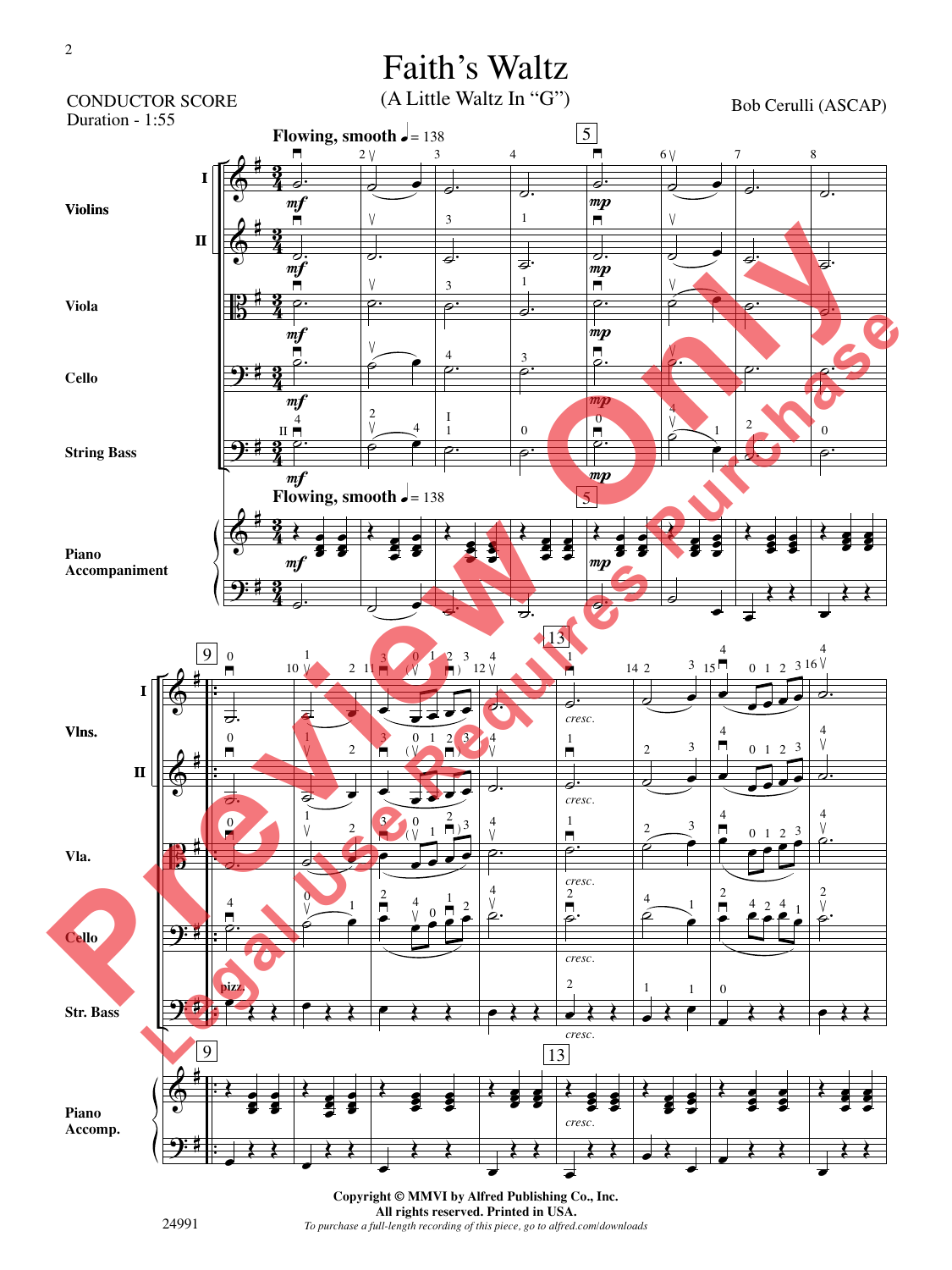# Faith's Waltz

(A Little Waltz In "G")

CONDUCTOR SCORE
Duration - 1:55

Bob Cerulli (ASCAP)

Copyright © MMVI by Alfred Publishing Co., Inc.
All rights reserved. Printed in USA.
*To purchase a full-length recording of this piece, go to alfred.com/downloads*

24991